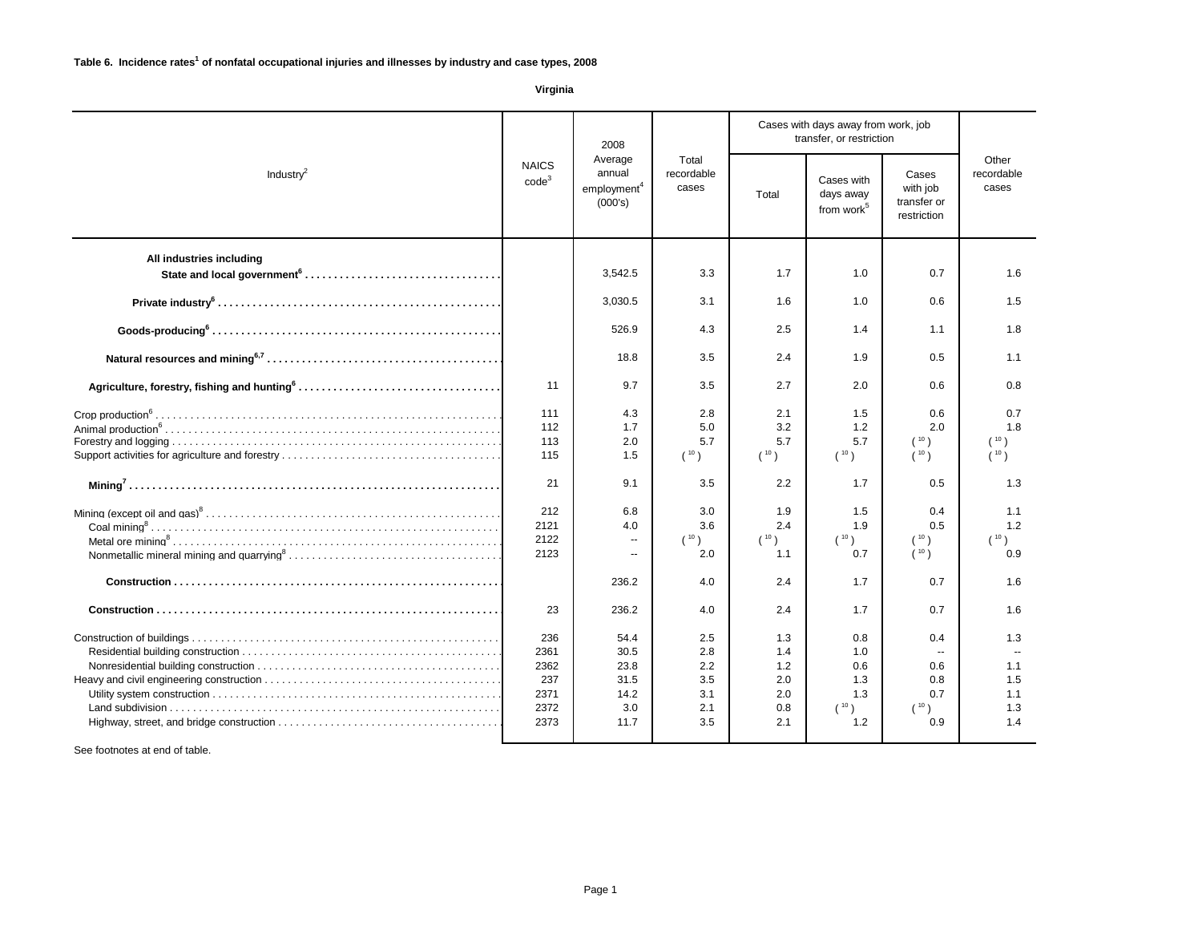**Table 6. Incidence rates[1] of nonfatal occupational injuries and illnesses by industry and case types, 2008**

**Virginia**

| Industry[2] | NAICS code[3] | 2008 Average annual employment[4] (000's) | Total recordable cases | Cases with days away from work, job transfer, or restriction | | | Other recordable cases |
|---|---|---|---|---|---|---|---|
| | | | | Total | Cases with days away from work[5] | Cases with job transfer or restriction | |
| **All industries including State and local government[6]** | | 3,542.5 | 3.3 | 1.7 | 1.0 | 0.7 | 1.6 |
| **Private industry[6]** | | 3,030.5 | 3.1 | 1.6 | 1.0 | 0.6 | 1.5 |
| **Goods-producing[6]** | | 526.9 | 4.3 | 2.5 | 1.4 | 1.1 | 1.8 |
| **Natural resources and mining[6,7]** | | 18.8 | 3.5 | 2.4 | 1.9 | 0.5 | 1.1 |
| **Agriculture, forestry, fishing and hunting[6]** | 11 | 9.7 | 3.5 | 2.7 | 2.0 | 0.6 | 0.8 |
| Crop production[6] | 111 | 4.3 | 2.8 | 2.1 | 1.5 | 0.6 | 0.7 |
| Animal production[6] | 112 | 1.7 | 5.0 | 3.2 | 1.2 | 2.0 | 1.8 |
| Forestry and logging | 113 | 2.0 | 5.7 | 5.7 | 5.7 | ( [10] ) | ( [10] ) |
| Support activities for agriculture and forestry | 115 | 1.5 | ( [10] ) | ( [10] ) | ( [10] ) | ( [10] ) | ( [10] ) |
| **Mining[7]** | 21 | 9.1 | 3.5 | 2.2 | 1.7 | 0.5 | 1.3 |
| Mining (except oil and gas)[8] | 212 | 6.8 | 3.0 | 1.9 | 1.5 | 0.4 | 1.1 |
| Coal mining[8] | 2121 | 4.0 | 3.6 | 2.4 | 1.9 | 0.5 | 1.2 |
| Metal ore mining[8] | 2122 | -- | ( [10] ) | ( [10] ) | ( [10] ) | ( [10] ) | ( [10] ) |
| Nonmetallic mineral mining and quarrying[8] | 2123 | -- | 2.0 | 1.1 | 0.7 | ( [10] ) | 0.9 |
| **Construction** | | 236.2 | 4.0 | 2.4 | 1.7 | 0.7 | 1.6 |
| **Construction** | 23 | 236.2 | 4.0 | 2.4 | 1.7 | 0.7 | 1.6 |
| Construction of buildings | 236 | 54.4 | 2.5 | 1.3 | 0.8 | 0.4 | 1.3 |
| Residential building construction | 2361 | 30.5 | 2.8 | 1.4 | 1.0 | -- | -- |
| Nonresidential building construction | 2362 | 23.8 | 2.2 | 1.2 | 0.6 | 0.6 | 1.1 |
| Heavy and civil engineering construction | 237 | 31.5 | 3.5 | 2.0 | 1.3 | 0.8 | 1.5 |
| Utility system construction | 2371 | 14.2 | 3.1 | 2.0 | 1.3 | 0.7 | 1.1 |
| Land subdivision | 2372 | 3.0 | 2.1 | 0.8 | ( [10] ) | ( [10] ) | 1.3 |
| Highway, street, and bridge construction | 2373 | 11.7 | 3.5 | 2.1 | 1.2 | 0.9 | 1.4 |

See footnotes at end of table.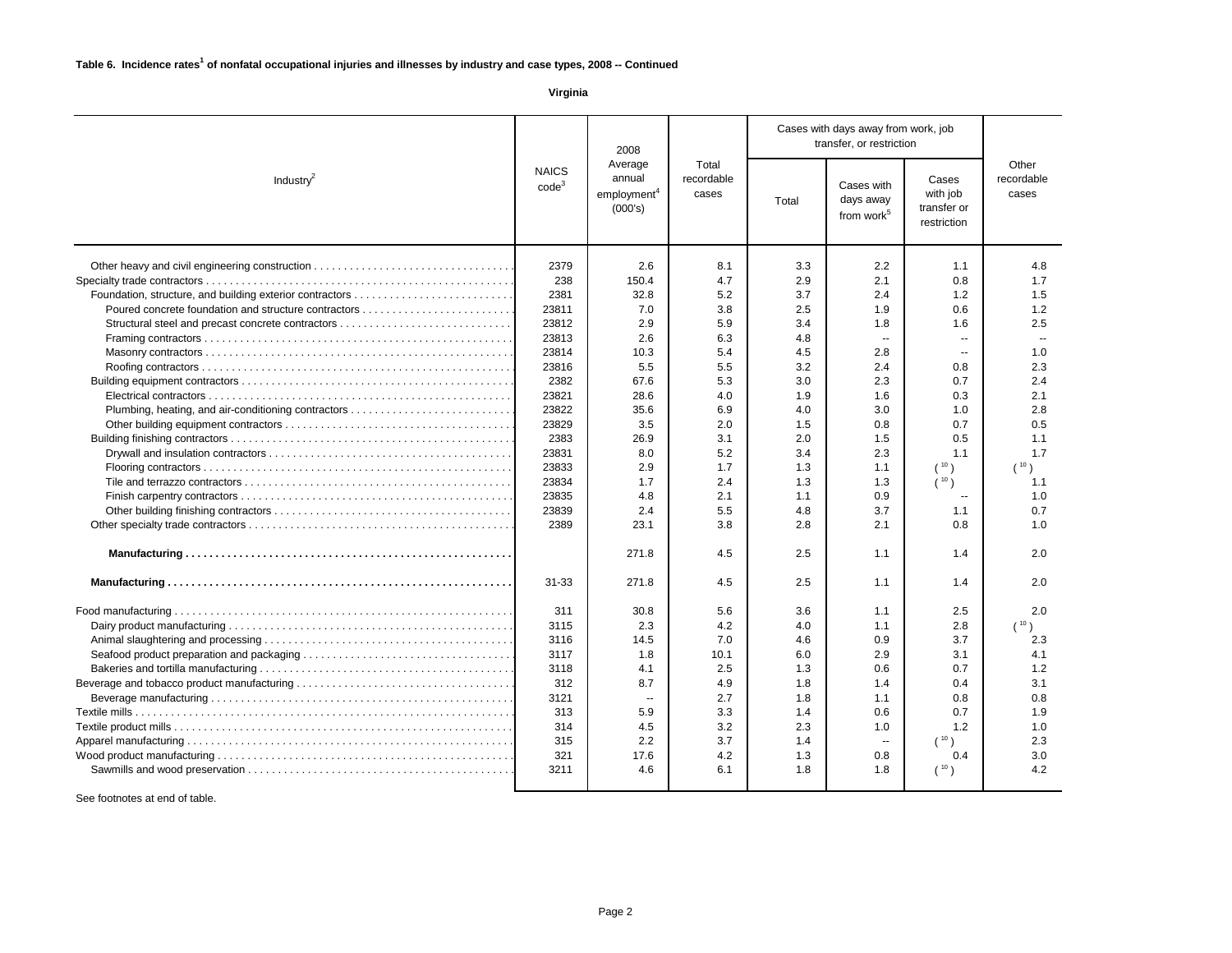**Table 6. Incidence rates[1] of nonfatal occupational injuries and illnesses by industry and case types, 2008 -- Continued**

**Virginia**

| Industry[2] | NAICS code[3] | 2008 Average annual employment[4] (000's) | Total recordable cases | Cases with days away from work, job transfer, or restriction | | | Other recordable cases |
|---|---|---|---|---|---|---|---|
| | | | | Total | Cases with days away from work[5] | Cases with job transfer or restriction | |
| Other heavy and civil engineering construction | 2379 | 2.6 | 8.1 | 3.3 | 2.2 | 1.1 | 4.8 |
| Specialty trade contractors | 238 | 150.4 | 4.7 | 2.9 | 2.1 | 0.8 | 1.7 |
| Foundation, structure, and building exterior contractors | 2381 | 32.8 | 5.2 | 3.7 | 2.4 | 1.2 | 1.5 |
| Poured concrete foundation and structure contractors | 23811 | 7.0 | 3.8 | 2.5 | 1.9 | 0.6 | 1.2 |
| Structural steel and precast concrete contractors | 23812 | 2.9 | 5.9 | 3.4 | 1.8 | 1.6 | 2.5 |
| Framing contractors | 23813 | 2.6 | 6.3 | 4.8 | -- | -- | -- |
| Masonry contractors | 23814 | 10.3 | 5.4 | 4.5 | 2.8 | -- | 1.0 |
| Roofing contractors | 23816 | 5.5 | 5.5 | 3.2 | 2.4 | 0.8 | 2.3 |
| Building equipment contractors | 2382 | 67.6 | 5.3 | 3.0 | 2.3 | 0.7 | 2.4 |
| Electrical contractors | 23821 | 28.6 | 4.0 | 1.9 | 1.6 | 0.3 | 2.1 |
| Plumbing, heating, and air-conditioning contractors | 23822 | 35.6 | 6.9 | 4.0 | 3.0 | 1.0 | 2.8 |
| Other building equipment contractors | 23829 | 3.5 | 2.0 | 1.5 | 0.8 | 0.7 | 0.5 |
| Building finishing contractors | 2383 | 26.9 | 3.1 | 2.0 | 1.5 | 0.5 | 1.1 |
| Drywall and insulation contractors | 23831 | 8.0 | 5.2 | 3.4 | 2.3 | 1.1 | 1.7 |
| Flooring contractors | 23833 | 2.9 | 1.7 | 1.3 | 1.1 | ( [10] ) | ( [10] ) |
| Tile and terrazzo contractors | 23834 | 1.7 | 2.4 | 1.3 | 1.3 | ( [10] ) | 1.1 |
| Finish carpentry contractors | 23835 | 4.8 | 2.1 | 1.1 | 0.9 | -- | 1.0 |
| Other building finishing contractors | 23839 | 2.4 | 5.5 | 4.8 | 3.7 | 1.1 | 0.7 |
| Other specialty trade contractors | 2389 | 23.1 | 3.8 | 2.8 | 2.1 | 0.8 | 1.0 |
| **Manufacturing** | | 271.8 | 4.5 | 2.5 | 1.1 | 1.4 | 2.0 |
| **Manufacturing** | 31-33 | 271.8 | 4.5 | 2.5 | 1.1 | 1.4 | 2.0 |
| Food manufacturing | 311 | 30.8 | 5.6 | 3.6 | 1.1 | 2.5 | 2.0 |
| Dairy product manufacturing | 3115 | 2.3 | 4.2 | 4.0 | 1.1 | 2.8 | ( [10] ) |
| Animal slaughtering and processing | 3116 | 14.5 | 7.0 | 4.6 | 0.9 | 3.7 | 2.3 |
| Seafood product preparation and packaging | 3117 | 1.8 | 10.1 | 6.0 | 2.9 | 3.1 | 4.1 |
| Bakeries and tortilla manufacturing | 3118 | 4.1 | 2.5 | 1.3 | 0.6 | 0.7 | 1.2 |
| Beverage and tobacco product manufacturing | 312 | 8.7 | 4.9 | 1.8 | 1.4 | 0.4 | 3.1 |
| Beverage manufacturing | 3121 | -- | 2.7 | 1.8 | 1.1 | 0.8 | 0.8 |
| Textile mills | 313 | 5.9 | 3.3 | 1.4 | 0.6 | 0.7 | 1.9 |
| Textile product mills | 314 | 4.5 | 3.2 | 2.3 | 1.0 | 1.2 | 1.0 |
| Apparel manufacturing | 315 | 2.2 | 3.7 | 1.4 | -- | ( [10] ) | 2.3 |
| Wood product manufacturing | 321 | 17.6 | 4.2 | 1.3 | 0.8 | 0.4 | 3.0 |
| Sawmills and wood preservation | 3211 | 4.6 | 6.1 | 1.8 | 1.8 | ( [10] ) | 4.2 |

See footnotes at end of table.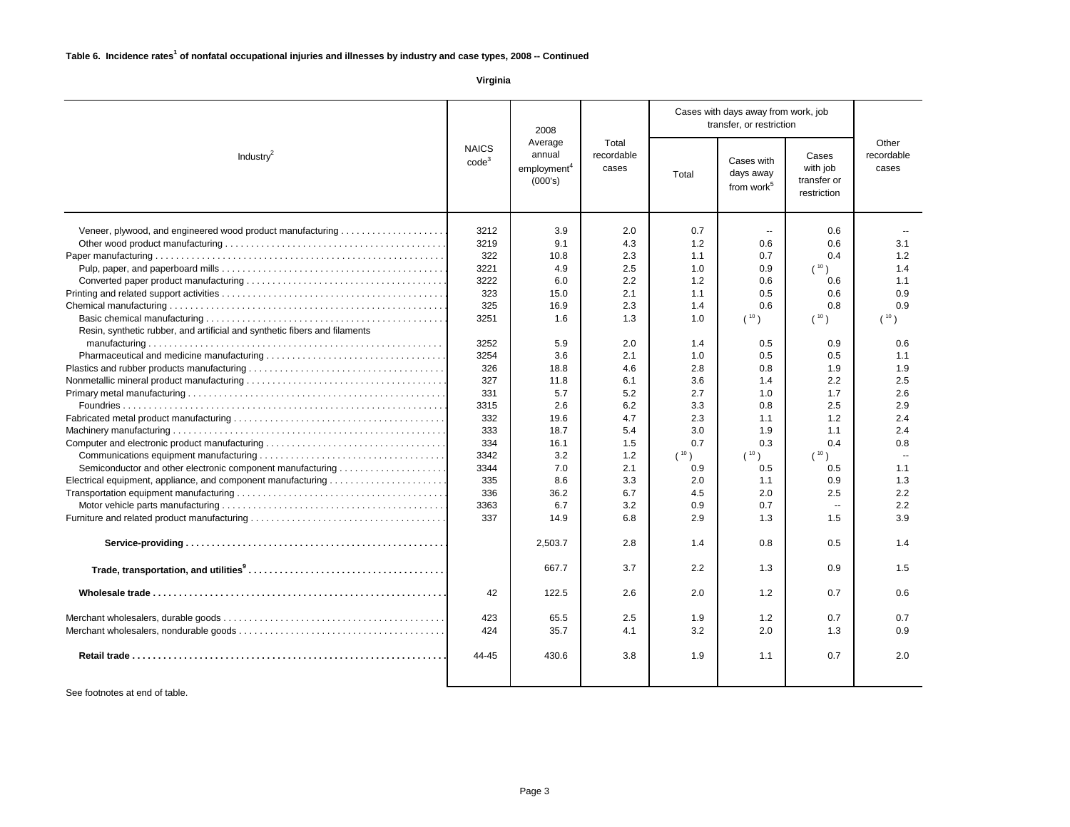**Table 6. Incidence rates[1] of nonfatal occupational injuries and illnesses by industry and case types, 2008 -- Continued**

**Virginia**

| Industry[2] | NAICS code[3] | 2008 Average annual employment[4] (000's) | Total recordable cases | Cases with days away from work, job transfer, or restriction | | | Other recordable cases |
|---|---|---|---|---|---|---|---|
| | | | | Total | Cases with days away from work[5] | Cases with job transfer or restriction | |
| Veneer, plywood, and engineered wood product manufacturing | 3212 | 3.9 | 2.0 | 0.7 | -- | 0.6 | -- |
| Other wood product manufacturing | 3219 | 9.1 | 4.3 | 1.2 | 0.6 | 0.6 | 3.1 |
| Paper manufacturing | 322 | 10.8 | 2.3 | 1.1 | 0.7 | 0.4 | 1.2 |
| Pulp, paper, and paperboard mills | 3221 | 4.9 | 2.5 | 1.0 | 0.9 | ( [10] ) | 1.4 |
| Converted paper product manufacturing | 3222 | 6.0 | 2.2 | 1.2 | 0.6 | 0.6 | 1.1 |
| Printing and related support activities | 323 | 15.0 | 2.1 | 1.1 | 0.5 | 0.6 | 0.9 |
| Chemical manufacturing | 325 | 16.9 | 2.3 | 1.4 | 0.6 | 0.8 | 0.9 |
| Basic chemical manufacturing | 3251 | 1.6 | 1.3 | 1.0 | ( [10] ) | ( [10] ) | ( [10] ) |
| Resin, synthetic rubber, and artificial and synthetic fibers and filaments manufacturing | 3252 | 5.9 | 2.0 | 1.4 | 0.5 | 0.9 | 0.6 |
| Pharmaceutical and medicine manufacturing | 3254 | 3.6 | 2.1 | 1.0 | 0.5 | 0.5 | 1.1 |
| Plastics and rubber products manufacturing | 326 | 18.8 | 4.6 | 2.8 | 0.8 | 1.9 | 1.9 |
| Nonmetallic mineral product manufacturing | 327 | 11.8 | 6.1 | 3.6 | 1.4 | 2.2 | 2.5 |
| Primary metal manufacturing | 331 | 5.7 | 5.2 | 2.7 | 1.0 | 1.7 | 2.6 |
| Foundries | 3315 | 2.6 | 6.2 | 3.3 | 0.8 | 2.5 | 2.9 |
| Fabricated metal product manufacturing | 332 | 19.6 | 4.7 | 2.3 | 1.1 | 1.2 | 2.4 |
| Machinery manufacturing | 333 | 18.7 | 5.4 | 3.0 | 1.9 | 1.1 | 2.4 |
| Computer and electronic product manufacturing | 334 | 16.1 | 1.5 | 0.7 | 0.3 | 0.4 | 0.8 |
| Communications equipment manufacturing | 3342 | 3.2 | 1.2 | ( [10] ) | ( [10] ) | ( [10] ) | -- |
| Semiconductor and other electronic component manufacturing | 3344 | 7.0 | 2.1 | 0.9 | 0.5 | 0.5 | 1.1 |
| Electrical equipment, appliance, and component manufacturing | 335 | 8.6 | 3.3 | 2.0 | 1.1 | 0.9 | 1.3 |
| Transportation equipment manufacturing | 336 | 36.2 | 6.7 | 4.5 | 2.0 | 2.5 | 2.2 |
| Motor vehicle parts manufacturing | 3363 | 6.7 | 3.2 | 0.9 | 0.7 | -- | 2.2 |
| Furniture and related product manufacturing | 337 | 14.9 | 6.8 | 2.9 | 1.3 | 1.5 | 3.9 |
| **Service-providing** | | 2,503.7 | 2.8 | 1.4 | 0.8 | 0.5 | 1.4 |
| **Trade, transportation, and utilities[9]** | | 667.7 | 3.7 | 2.2 | 1.3 | 0.9 | 1.5 |
| **Wholesale trade** | 42 | 122.5 | 2.6 | 2.0 | 1.2 | 0.7 | 0.6 |
| Merchant wholesalers, durable goods | 423 | 65.5 | 2.5 | 1.9 | 1.2 | 0.7 | 0.7 |
| Merchant wholesalers, nondurable goods | 424 | 35.7 | 4.1 | 3.2 | 2.0 | 1.3 | 0.9 |
| **Retail trade** | 44-45 | 430.6 | 3.8 | 1.9 | 1.1 | 0.7 | 2.0 |

See footnotes at end of table.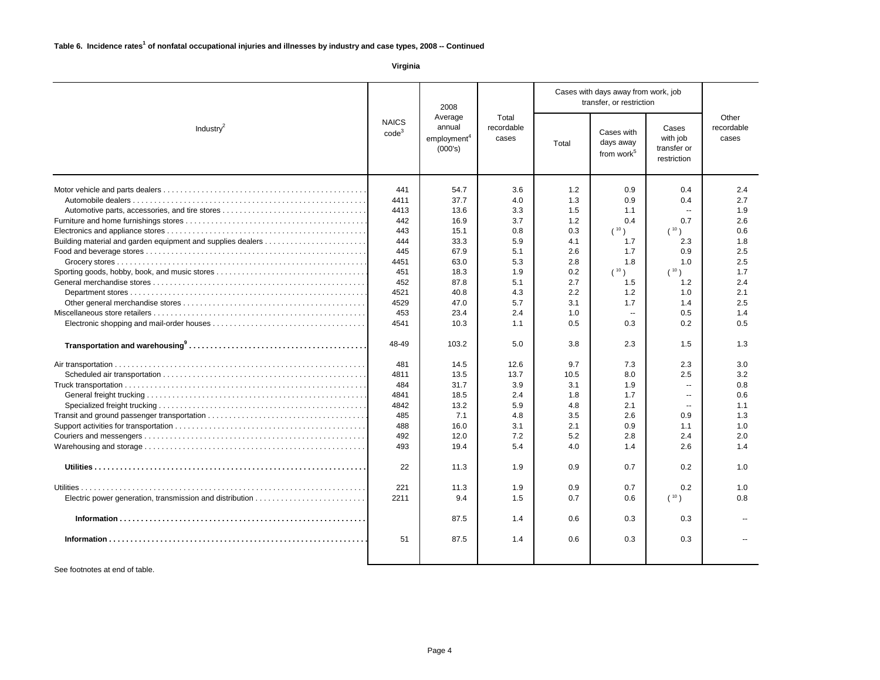**Table 6. Incidence rates[1] of nonfatal occupational injuries and illnesses by industry and case types, 2008 -- Continued**

**Virginia**

| Industry[2] | NAICS code[3] | 2008 Average annual employment[4] (000's) | Total recordable cases | Cases with days away from work, job transfer, or restriction | | | Other recordable cases |
|---|---|---|---|---|---|---|---|
| | | | | Total | Cases with days away from work[5] | Cases with job transfer or restriction | |
| Motor vehicle and parts dealers | 441 | 54.7 | 3.6 | 1.2 | 0.9 | 0.4 | 2.4 |
| Automobile dealers | 4411 | 37.7 | 4.0 | 1.3 | 0.9 | 0.4 | 2.7 |
| Automotive parts, accessories, and tire stores | 4413 | 13.6 | 3.3 | 1.5 | 1.1 | -- | 1.9 |
| Furniture and home furnishings stores | 442 | 16.9 | 3.7 | 1.2 | 0.4 | 0.7 | 2.6 |
| Electronics and appliance stores | 443 | 15.1 | 0.8 | 0.3 | ( [10] ) | ( [10] ) | 0.6 |
| Building material and garden equipment and supplies dealers | 444 | 33.3 | 5.9 | 4.1 | 1.7 | 2.3 | 1.8 |
| Food and beverage stores | 445 | 67.9 | 5.1 | 2.6 | 1.7 | 0.9 | 2.5 |
| Grocery stores | 4451 | 63.0 | 5.3 | 2.8 | 1.8 | 1.0 | 2.5 |
| Sporting goods, hobby, book, and music stores | 451 | 18.3 | 1.9 | 0.2 | ( [10] ) | ( [10] ) | 1.7 |
| General merchandise stores | 452 | 87.8 | 5.1 | 2.7 | 1.5 | 1.2 | 2.4 |
| Department stores | 4521 | 40.8 | 4.3 | 2.2 | 1.2 | 1.0 | 2.1 |
| Other general merchandise stores | 4529 | 47.0 | 5.7 | 3.1 | 1.7 | 1.4 | 2.5 |
| Miscellaneous store retailers | 453 | 23.4 | 2.4 | 1.0 | -- | 0.5 | 1.4 |
| Electronic shopping and mail-order houses | 4541 | 10.3 | 1.1 | 0.5 | 0.3 | 0.2 | 0.5 |
| **Transportation and warehousing[9]** | 48-49 | 103.2 | 5.0 | 3.8 | 2.3 | 1.5 | 1.3 |
| Air transportation | 481 | 14.5 | 12.6 | 9.7 | 7.3 | 2.3 | 3.0 |
| Scheduled air transportation | 4811 | 13.5 | 13.7 | 10.5 | 8.0 | 2.5 | 3.2 |
| Truck transportation | 484 | 31.7 | 3.9 | 3.1 | 1.9 | -- | 0.8 |
| General freight trucking | 4841 | 18.5 | 2.4 | 1.8 | 1.7 | -- | 0.6 |
| Specialized freight trucking | 4842 | 13.2 | 5.9 | 4.8 | 2.1 | -- | 1.1 |
| Transit and ground passenger transportation | 485 | 7.1 | 4.8 | 3.5 | 2.6 | 0.9 | 1.3 |
| Support activities for transportation | 488 | 16.0 | 3.1 | 2.1 | 0.9 | 1.1 | 1.0 |
| Couriers and messengers | 492 | 12.0 | 7.2 | 5.2 | 2.8 | 2.4 | 2.0 |
| Warehousing and storage | 493 | 19.4 | 5.4 | 4.0 | 1.4 | 2.6 | 1.4 |
| **Utilities** | 22 | 11.3 | 1.9 | 0.9 | 0.7 | 0.2 | 1.0 |
| Utilities | 221 | 11.3 | 1.9 | 0.9 | 0.7 | 0.2 | 1.0 |
| Electric power generation, transmission and distribution | 2211 | 9.4 | 1.5 | 0.7 | 0.6 | ( [10] ) | 0.8 |
| **Information** | | 87.5 | 1.4 | 0.6 | 0.3 | 0.3 | -- |
| **Information** | 51 | 87.5 | 1.4 | 0.6 | 0.3 | 0.3 | -- |

See footnotes at end of table.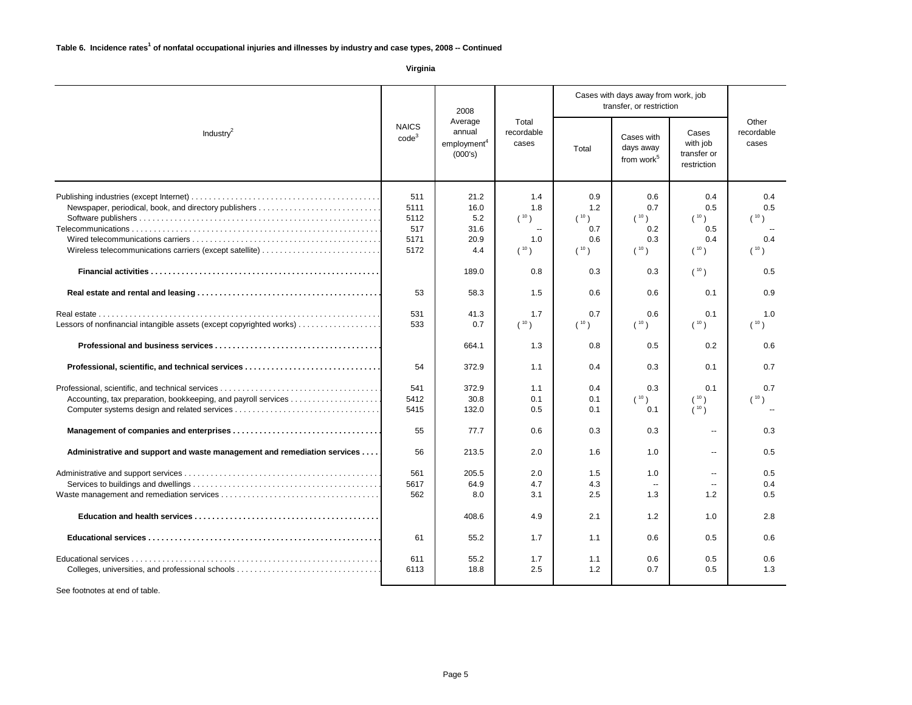**Table 6. Incidence rates[1] of nonfatal occupational injuries and illnesses by industry and case types, 2008 -- Continued**

**Virginia**

| Industry[2] | NAICS code[3] | 2008 Average annual employment[4] (000's) | Total recordable cases | Cases with days away from work, job transfer, or restriction | | | Other recordable cases |
|---|---|---|---|---|---|---|---|
| | | | | Total | Cases with days away from work[5] | Cases with job transfer or restriction | |
| Publishing industries (except Internet) | 511 | 21.2 | 1.4 | 0.9 | 0.6 | 0.4 | 0.4 |
| Newspaper, periodical, book, and directory publishers | 5111 | 16.0 | 1.8 | 1.2 | 0.7 | 0.5 | 0.5 |
| Software publishers | 5112 | 5.2 | ( [10] ) | ( [10] ) | ( [10] ) | ( [10] ) | ( [10] ) |
| Telecommunications | 517 | 31.6 | -- | 0.7 | 0.2 | 0.5 | -- |
| Wired telecommunications carriers | 5171 | 20.9 | 1.0 | 0.6 | 0.3 | 0.4 | 0.4 |
| Wireless telecommunications carriers (except satellite) | 5172 | 4.4 | ( [10] ) | ( [10] ) | ( [10] ) | ( [10] ) | ( [10] ) |
| **Financial activities** | | 189.0 | 0.8 | 0.3 | 0.3 | ( [10] ) | 0.5 |
| **Real estate and rental and leasing** | 53 | 58.3 | 1.5 | 0.6 | 0.6 | 0.1 | 0.9 |
| Real estate | 531 | 41.3 | 1.7 | 0.7 | 0.6 | 0.1 | 1.0 |
| Lessors of nonfinancial intangible assets (except copyrighted works) | 533 | 0.7 | ( [10] ) | ( [10] ) | ( [10] ) | ( [10] ) | ( [10] ) |
| **Professional and business services** | | 664.1 | 1.3 | 0.8 | 0.5 | 0.2 | 0.6 |
| **Professional, scientific, and technical services** | 54 | 372.9 | 1.1 | 0.4 | 0.3 | 0.1 | 0.7 |
| Professional, scientific, and technical services | 541 | 372.9 | 1.1 | 0.4 | 0.3 | 0.1 | 0.7 |
| Accounting, tax preparation, bookkeeping, and payroll services | 5412 | 30.8 | 0.1 | 0.1 | ( [10] ) | ( [10] ) | ( [10] ) |
| Computer systems design and related services | 5415 | 132.0 | 0.5 | 0.1 | 0.1 | ( [10] ) | -- |
| **Management of companies and enterprises** | 55 | 77.7 | 0.6 | 0.3 | 0.3 | -- | 0.3 |
| **Administrative and support and waste management and remediation services** | 56 | 213.5 | 2.0 | 1.6 | 1.0 | -- | 0.5 |
| Administrative and support services | 561 | 205.5 | 2.0 | 1.5 | 1.0 | -- | 0.5 |
| Services to buildings and dwellings | 5617 | 64.9 | 4.7 | 4.3 | -- | -- | 0.4 |
| Waste management and remediation services | 562 | 8.0 | 3.1 | 2.5 | 1.3 | 1.2 | 0.5 |
| **Education and health services** | | 408.6 | 4.9 | 2.1 | 1.2 | 1.0 | 2.8 |
| **Educational services** | 61 | 55.2 | 1.7 | 1.1 | 0.6 | 0.5 | 0.6 |
| Educational services | 611 | 55.2 | 1.7 | 1.1 | 0.6 | 0.5 | 0.6 |
| Colleges, universities, and professional schools | 6113 | 18.8 | 2.5 | 1.2 | 0.7 | 0.5 | 1.3 |

See footnotes at end of table.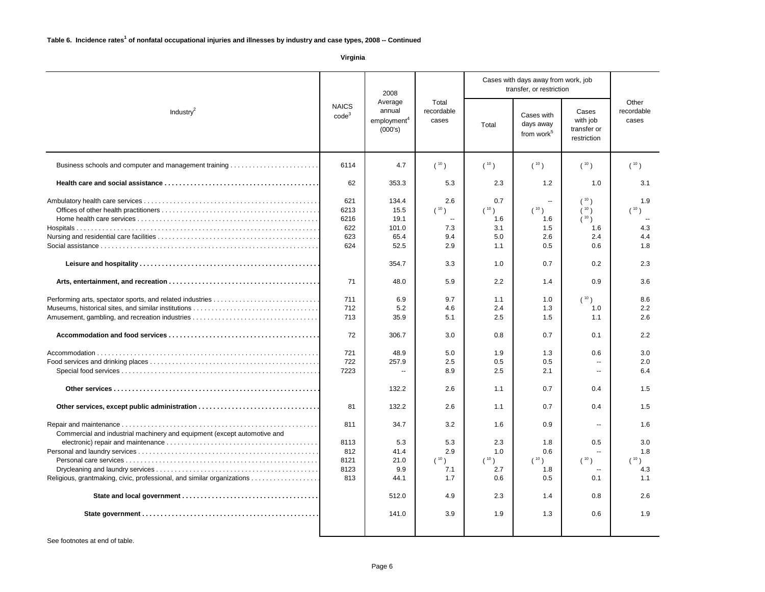**Table 6. Incidence rates[1] of nonfatal occupational injuries and illnesses by industry and case types, 2008 -- Continued**

**Virginia**

| Industry[2] | NAICS code[3] | 2008 Average annual employment[4] (000's) | Total recordable cases | Cases with days away from work, job transfer, or restriction | | | Other recordable cases |
|---|---|---|---|---|---|---|---|
| | | | | Total | Cases with days away from work[5] | Cases with job transfer or restriction | |
| Business schools and computer and management training | 6114 | 4.7 | ( [10] ) | ( [10] ) | ( [10] ) | ( [10] ) | ( [10] ) |
| **Health care and social assistance** | 62 | 353.3 | 5.3 | 2.3 | 1.2 | 1.0 | 3.1 |
| Ambulatory health care services | 621 | 134.4 | 2.6 | 0.7 | -- | ( [10] ) | 1.9 |
| Offices of other health practitioners | 6213 | 15.5 | ( [10] ) | ( [10] ) | ( [10] ) | ( [10] ) | ( [10] ) |
| Home health care services | 6216 | 19.1 | -- | 1.6 | 1.6 | ( [10] ) | -- |
| Hospitals | 622 | 101.0 | 7.3 | 3.1 | 1.5 | 1.6 | 4.3 |
| Nursing and residential care facilities | 623 | 65.4 | 9.4 | 5.0 | 2.6 | 2.4 | 4.4 |
| Social assistance | 624 | 52.5 | 2.9 | 1.1 | 0.5 | 0.6 | 1.8 |
| **Leisure and hospitality** | | 354.7 | 3.3 | 1.0 | 0.7 | 0.2 | 2.3 |
| **Arts, entertainment, and recreation** | 71 | 48.0 | 5.9 | 2.2 | 1.4 | 0.9 | 3.6 |
| Performing arts, spectator sports, and related industries | 711 | 6.9 | 9.7 | 1.1 | 1.0 | ( [10] ) | 8.6 |
| Museums, historical sites, and similar institutions | 712 | 5.2 | 4.6 | 2.4 | 1.3 | 1.0 | 2.2 |
| Amusement, gambling, and recreation industries | 713 | 35.9 | 5.1 | 2.5 | 1.5 | 1.1 | 2.6 |
| **Accommodation and food services** | 72 | 306.7 | 3.0 | 0.8 | 0.7 | 0.1 | 2.2 |
| Accommodation | 721 | 48.9 | 5.0 | 1.9 | 1.3 | 0.6 | 3.0 |
| Food services and drinking places | 722 | 257.9 | 2.5 | 0.5 | 0.5 | -- | 2.0 |
| Special food services | 7223 | -- | 8.9 | 2.5 | 2.1 | -- | 6.4 |
| **Other services** | | 132.2 | 2.6 | 1.1 | 0.7 | 0.4 | 1.5 |
| **Other services, except public administration** | 81 | 132.2 | 2.6 | 1.1 | 0.7 | 0.4 | 1.5 |
| Repair and maintenance | 811 | 34.7 | 3.2 | 1.6 | 0.9 | -- | 1.6 |
| Commercial and industrial machinery and equipment (except automotive and electronic) repair and maintenance | 8113 | 5.3 | 5.3 | 2.3 | 1.8 | 0.5 | 3.0 |
| Personal and laundry services | 812 | 41.4 | 2.9 | 1.0 | 0.6 | -- | 1.8 |
| Personal care services | 8121 | 21.0 | ( [10] ) | ( [10] ) | ( [10] ) | ( [10] ) | ( [10] ) |
| Drycleaning and laundry services | 8123 | 9.9 | 7.1 | 2.7 | 1.8 | -- | 4.3 |
| Religious, grantmaking, civic, professional, and similar organizations | 813 | 44.1 | 1.7 | 0.6 | 0.5 | 0.1 | 1.1 |
| **State and local government** | | 512.0 | 4.9 | 2.3 | 1.4 | 0.8 | 2.6 |
| **State government** | | 141.0 | 3.9 | 1.9 | 1.3 | 0.6 | 1.9 |

See footnotes at end of table.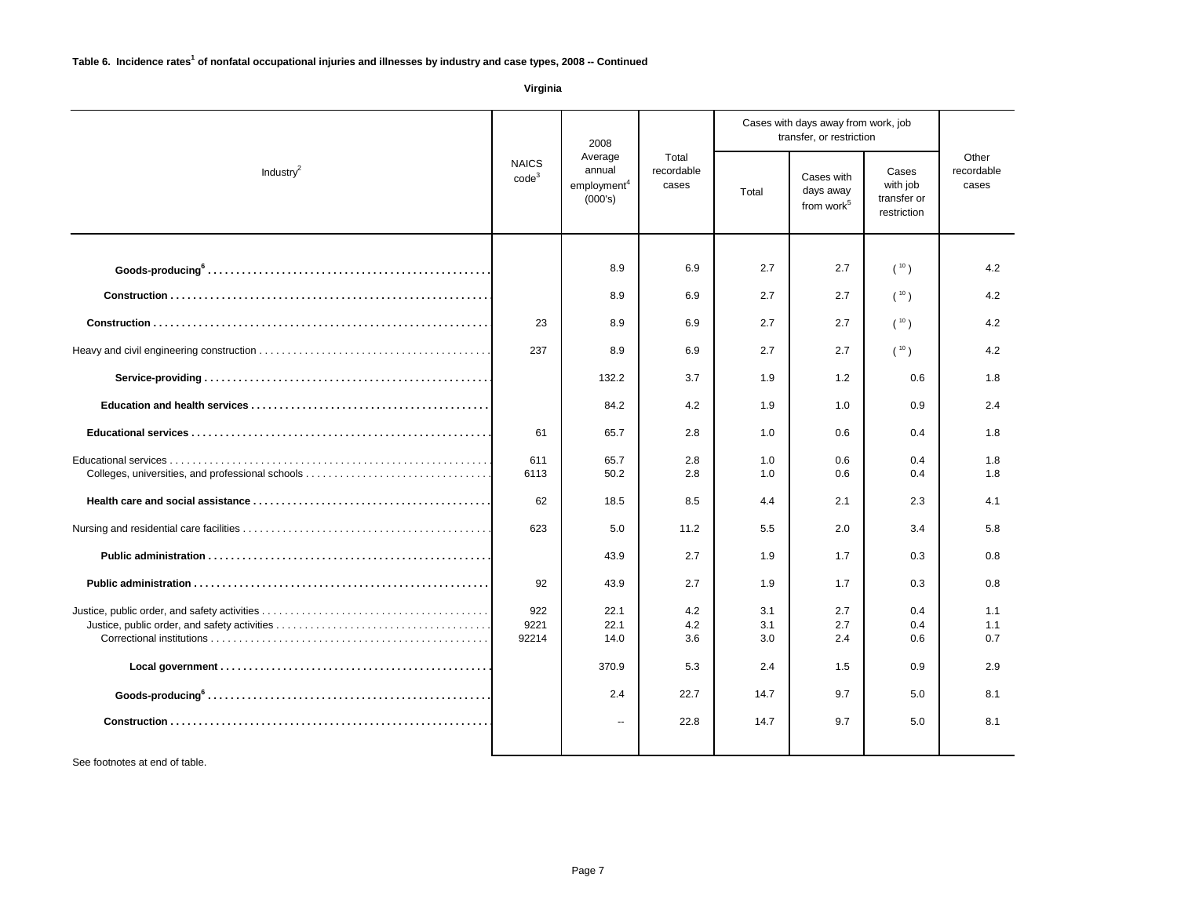**Table 6. Incidence rates[1] of nonfatal occupational injuries and illnesses by industry and case types, 2008 -- Continued**

**Virginia**

| Industry[2] | NAICS code[3] | 2008 Average annual employment[4] (000's) | Total recordable cases | Cases with days away from work, job transfer, or restriction | | | Other recordable cases |
|---|---|---|---|---|---|---|---|
| | | | | Total | Cases with days away from work[5] | Cases with job transfer or restriction | |
| **Goods-producing[6]** | | 8.9 | 6.9 | 2.7 | 2.7 | ( [10] ) | 4.2 |
| **Construction** | | 8.9 | 6.9 | 2.7 | 2.7 | ( [10] ) | 4.2 |
| **Construction** | 23 | 8.9 | 6.9 | 2.7 | 2.7 | ( [10] ) | 4.2 |
| Heavy and civil engineering construction | 237 | 8.9 | 6.9 | 2.7 | 2.7 | ( [10] ) | 4.2 |
| **Service-providing** | | 132.2 | 3.7 | 1.9 | 1.2 | 0.6 | 1.8 |
| **Education and health services** | | 84.2 | 4.2 | 1.9 | 1.0 | 0.9 | 2.4 |
| **Educational services** | 61 | 65.7 | 2.8 | 1.0 | 0.6 | 0.4 | 1.8 |
| Educational services | 611 | 65.7 | 2.8 | 1.0 | 0.6 | 0.4 | 1.8 |
| Colleges, universities, and professional schools | 6113 | 50.2 | 2.8 | 1.0 | 0.6 | 0.4 | 1.8 |
| **Health care and social assistance** | 62 | 18.5 | 8.5 | 4.4 | 2.1 | 2.3 | 4.1 |
| Nursing and residential care facilities | 623 | 5.0 | 11.2 | 5.5 | 2.0 | 3.4 | 5.8 |
| **Public administration** | | 43.9 | 2.7 | 1.9 | 1.7 | 0.3 | 0.8 |
| **Public administration** | 92 | 43.9 | 2.7 | 1.9 | 1.7 | 0.3 | 0.8 |
| Justice, public order, and safety activities | 922 | 22.1 | 4.2 | 3.1 | 2.7 | 0.4 | 1.1 |
| Justice, public order, and safety activities | 9221 | 22.1 | 4.2 | 3.1 | 2.7 | 0.4 | 1.1 |
| Correctional institutions | 92214 | 14.0 | 3.6 | 3.0 | 2.4 | 0.6 | 0.7 |
| **Local government** | | 370.9 | 5.3 | 2.4 | 1.5 | 0.9 | 2.9 |
| **Goods-producing[6]** | | 2.4 | 22.7 | 14.7 | 9.7 | 5.0 | 8.1 |
| **Construction** | | -- | 22.8 | 14.7 | 9.7 | 5.0 | 8.1 |

See footnotes at end of table.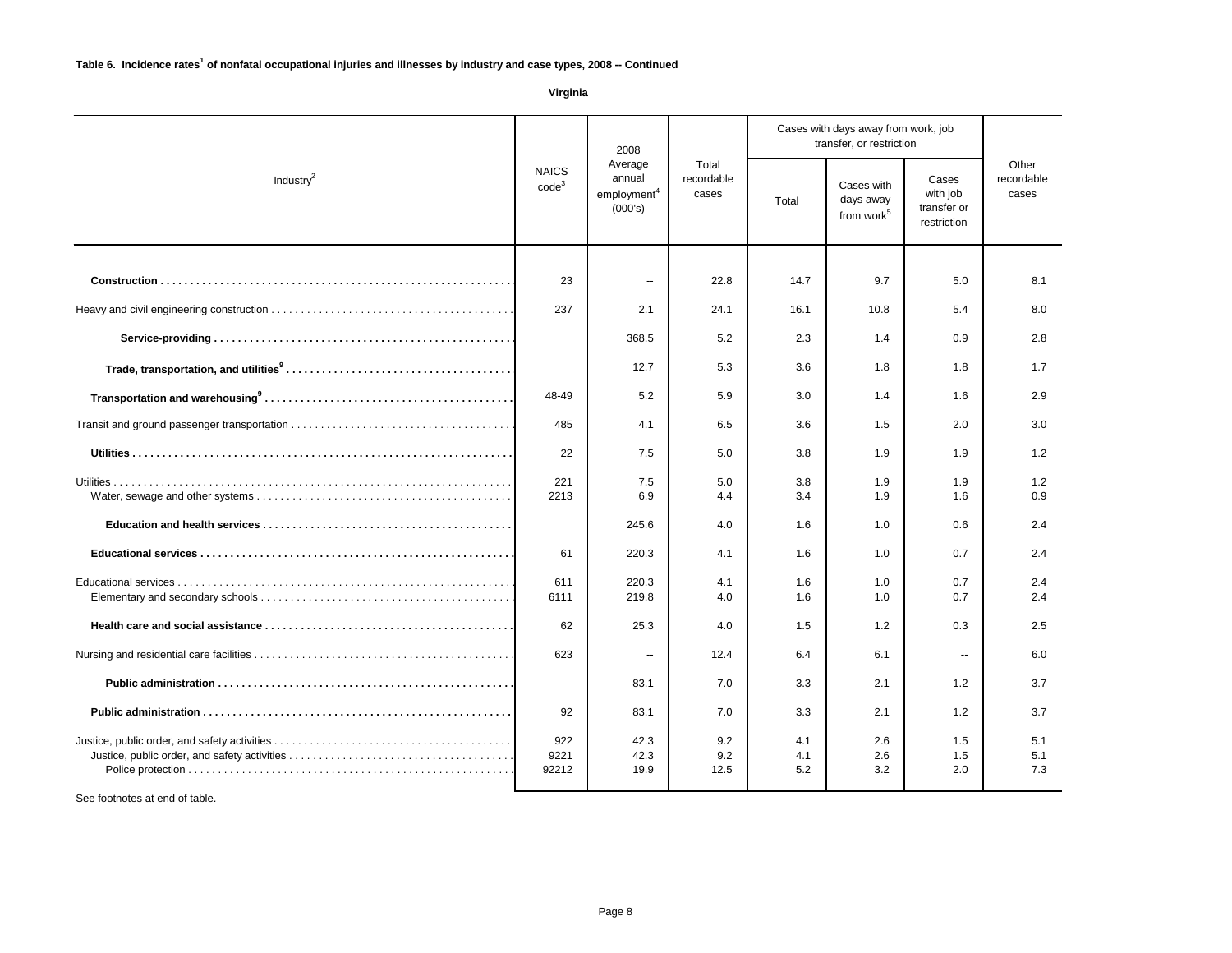**Table 6. Incidence rates[1] of nonfatal occupational injuries and illnesses by industry and case types, 2008 -- Continued**

**Virginia**

| Industry[2] | NAICS code[3] | 2008 Average annual employment[4] (000's) | Total recordable cases | Cases with days away from work, job transfer, or restriction | | | Other recordable cases |
|---|---|---|---|---|---|---|---|
| | | | | Total | Cases with days away from work[5] | Cases with job transfer or restriction | |
| **Construction** | 23 | -- | 22.8 | 14.7 | 9.7 | 5.0 | 8.1 |
| Heavy and civil engineering construction | 237 | 2.1 | 24.1 | 16.1 | 10.8 | 5.4 | 8.0 |
| **Service-providing** | | 368.5 | 5.2 | 2.3 | 1.4 | 0.9 | 2.8 |
| **Trade, transportation, and utilities[9]** | | 12.7 | 5.3 | 3.6 | 1.8 | 1.8 | 1.7 |
| **Transportation and warehousing[9]** | 48-49 | 5.2 | 5.9 | 3.0 | 1.4 | 1.6 | 2.9 |
| Transit and ground passenger transportation | 485 | 4.1 | 6.5 | 3.6 | 1.5 | 2.0 | 3.0 |
| **Utilities** | 22 | 7.5 | 5.0 | 3.8 | 1.9 | 1.9 | 1.2 |
| Utilities | 221 | 7.5 | 5.0 | 3.8 | 1.9 | 1.9 | 1.2 |
| Water, sewage and other systems | 2213 | 6.9 | 4.4 | 3.4 | 1.9 | 1.6 | 0.9 |
| **Education and health services** | | 245.6 | 4.0 | 1.6 | 1.0 | 0.6 | 2.4 |
| **Educational services** | 61 | 220.3 | 4.1 | 1.6 | 1.0 | 0.7 | 2.4 |
| Educational services | 611 | 220.3 | 4.1 | 1.6 | 1.0 | 0.7 | 2.4 |
| Elementary and secondary schools | 6111 | 219.8 | 4.0 | 1.6 | 1.0 | 0.7 | 2.4 |
| **Health care and social assistance** | 62 | 25.3 | 4.0 | 1.5 | 1.2 | 0.3 | 2.5 |
| Nursing and residential care facilities | 623 | -- | 12.4 | 6.4 | 6.1 | -- | 6.0 |
| **Public administration** | | 83.1 | 7.0 | 3.3 | 2.1 | 1.2 | 3.7 |
| **Public administration** | 92 | 83.1 | 7.0 | 3.3 | 2.1 | 1.2 | 3.7 |
| Justice, public order, and safety activities | 922 | 42.3 | 9.2 | 4.1 | 2.6 | 1.5 | 5.1 |
| Justice, public order, and safety activities | 9221 | 42.3 | 9.2 | 4.1 | 2.6 | 1.5 | 5.1 |
| Police protection | 92212 | 19.9 | 12.5 | 5.2 | 3.2 | 2.0 | 7.3 |

See footnotes at end of table.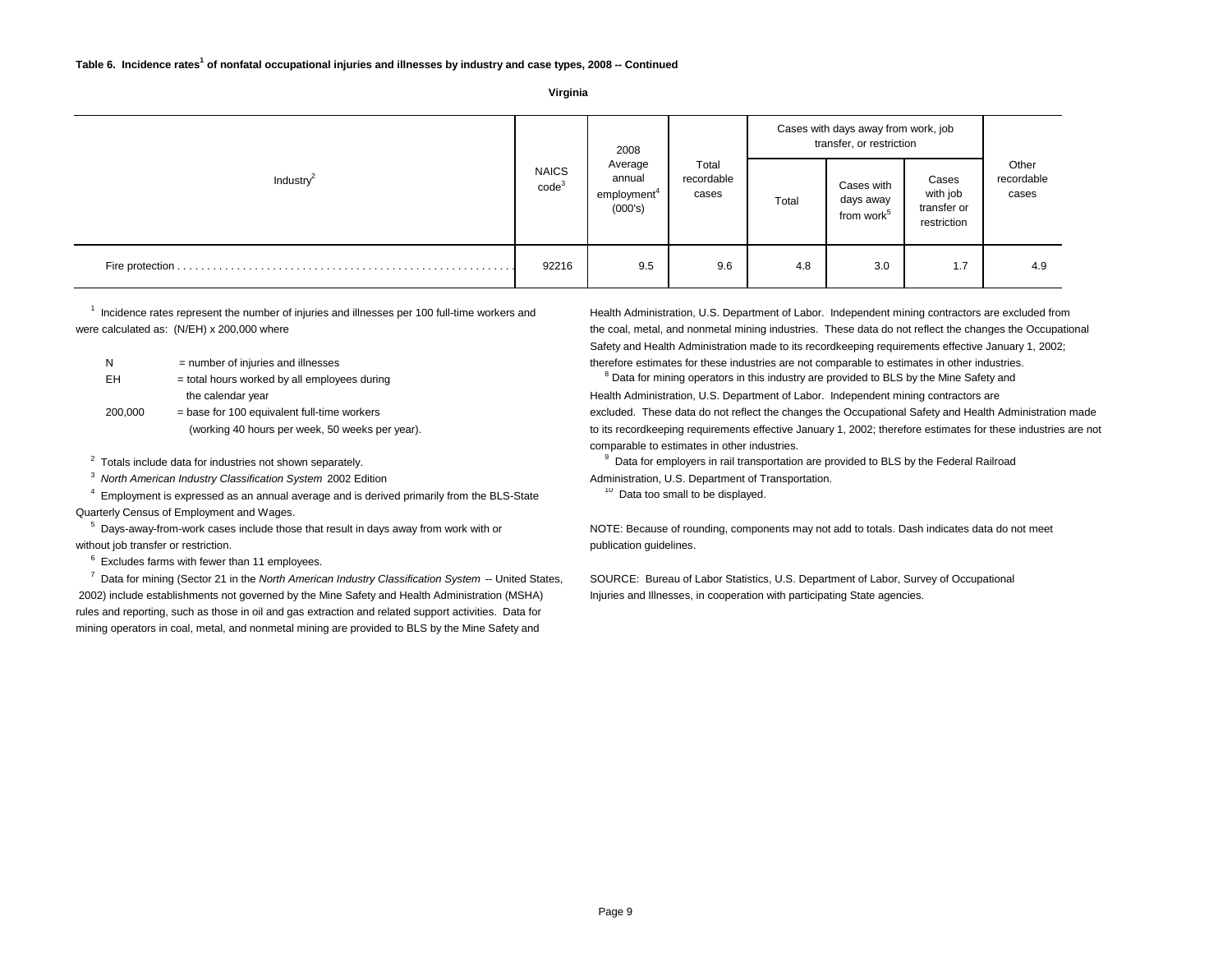**Table 6. Incidence rates[1] of nonfatal occupational injuries and illnesses by industry and case types, 2008 -- Continued**

**Virginia**

| Industry[2] | NAICS code[3] | 2008 Average annual employment[4] (000's) | Total recordable cases | Cases with days away from work, job transfer, or restriction | | | Other recordable cases |
|---|---|---|---|---|---|---|---|
| | | | | Total | Cases with days away from work[5] | Cases with job transfer or restriction | |
| Fire protection | 92216 | 9.5 | 9.6 | 4.8 | 3.0 | 1.7 | 4.9 |

[1] Incidence rates represent the number of injuries and illnesses per 100 full-time workers and were calculated as: (N/EH) x 200,000 where

N = number of injuries and illnesses
EH = total hours worked by all employees during the calendar year
200,000 = base for 100 equivalent full-time workers (working 40 hours per week, 50 weeks per year).

[2] Totals include data for industries not shown separately.

[3] *North American Industry Classification System* 2002 Edition

[4] Employment is expressed as an annual average and is derived primarily from the BLS-State Quarterly Census of Employment and Wages.

[5] Days-away-from-work cases include those that result in days away from work with or without job transfer or restriction.

[6] Excludes farms with fewer than 11 employees.

[7] Data for mining (Sector 21 in the *North American Industry Classification System* -- United States, 2002) include establishments not governed by the Mine Safety and Health Administration (MSHA) rules and reporting, such as those in oil and gas extraction and related support activities. Data for mining operators in coal, metal, and nonmetal mining are provided to BLS by the Mine Safety and Health Administration, U.S. Department of Labor. Independent mining contractors are excluded from the coal, metal, and nonmetal mining industries. These data do not reflect the changes the Occupational Safety and Health Administration made to its recordkeeping requirements effective January 1, 2002; therefore estimates for these industries are not comparable to estimates in other industries.

[8] Data for mining operators in this industry are provided to BLS by the Mine Safety and Health Administration, U.S. Department of Labor. Independent mining contractors are excluded. These data do not reflect the changes the Occupational Safety and Health Administration made to its recordkeeping requirements effective January 1, 2002; therefore estimates for these industries are not comparable to estimates in other industries.

[9] Data for employers in rail transportation are provided to BLS by the Federal Railroad Administration, U.S. Department of Transportation.

[10] Data too small to be displayed.

NOTE: Because of rounding, components may not add to totals. Dash indicates data do not meet publication guidelines.

SOURCE: Bureau of Labor Statistics, U.S. Department of Labor, Survey of Occupational Injuries and Illnesses, in cooperation with participating State agencies.